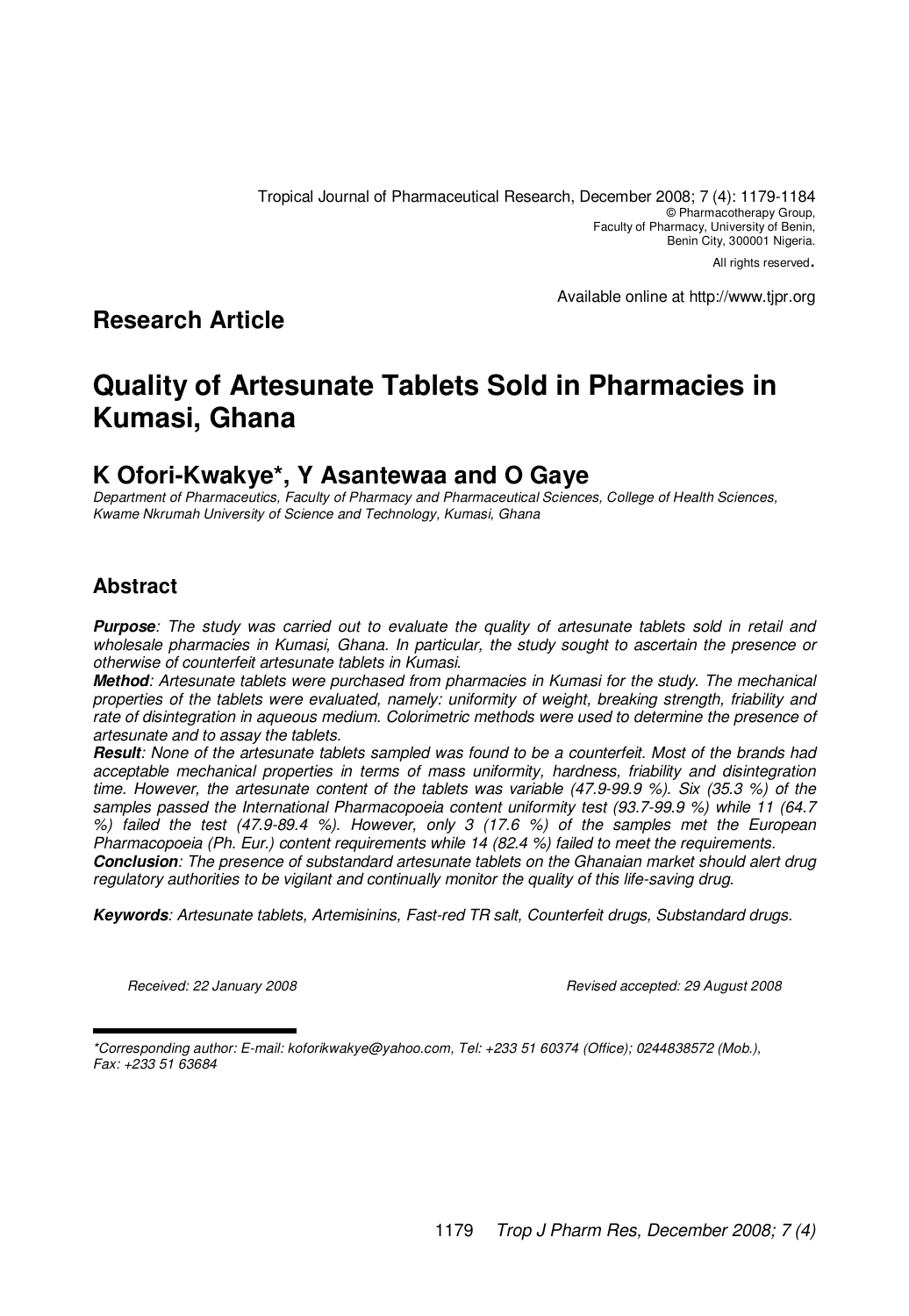Tropical Journal of Pharmaceutical Research, December 2008; 7 (4): 1179-1184
© Pharmacotherapy Group,
Faculty of Pharmacy, University of Benin,
Benin City, 300001 Nigeria.
All rights reserved.

Available online at http://www.tjpr.org

**Research Article**

# Quality of Artesunate Tablets Sold in Pharmacies in Kumasi, Ghana

## K Ofori-Kwakye*, Y Asantewaa and O Gaye

*Department of Pharmaceutics, Faculty of Pharmacy and Pharmaceutical Sciences, College of Health Sciences, Kwame Nkrumah University of Science and Technology, Kumasi, Ghana*

## Abstract

***Purpose****: The study was carried out to evaluate the quality of artesunate tablets sold in retail and wholesale pharmacies in Kumasi, Ghana. In particular, the study sought to ascertain the presence or otherwise of counterfeit artesunate tablets in Kumasi.*

***Method****: Artesunate tablets were purchased from pharmacies in Kumasi for the study. The mechanical properties of the tablets were evaluated, namely: uniformity of weight, breaking strength, friability and rate of disintegration in aqueous medium. Colorimetric methods were used to determine the presence of artesunate and to assay the tablets.*

***Result****: None of the artesunate tablets sampled was found to be a counterfeit. Most of the brands had acceptable mechanical properties in terms of mass uniformity, hardness, friability and disintegration time. However, the artesunate content of the tablets was variable (47.9-99.9 %). Six (35.3 %) of the samples passed the International Pharmacopoeia content uniformity test (93.7-99.9 %) while 11 (64.7 %) failed the test (47.9-89.4 %). However, only 3 (17.6 %) of the samples met the European Pharmacopoeia (Ph. Eur.) content requirements while 14 (82.4 %) failed to meet the requirements.*

***Conclusion****: The presence of substandard artesunate tablets on the Ghanaian market should alert drug regulatory authorities to be vigilant and continually monitor the quality of this life-saving drug.*

***Keywords****: Artesunate tablets, Artemisinins, Fast-red TR salt, Counterfeit drugs, Substandard drugs.*

*Received: 22 January 2008* *Revised accepted: 29 August 2008*

*\*Corresponding author: E-mail: koforikwakye@yahoo.com, Tel: +233 51 60374 (Office); 0244838572 (Mob.), Fax: +233 51 63684*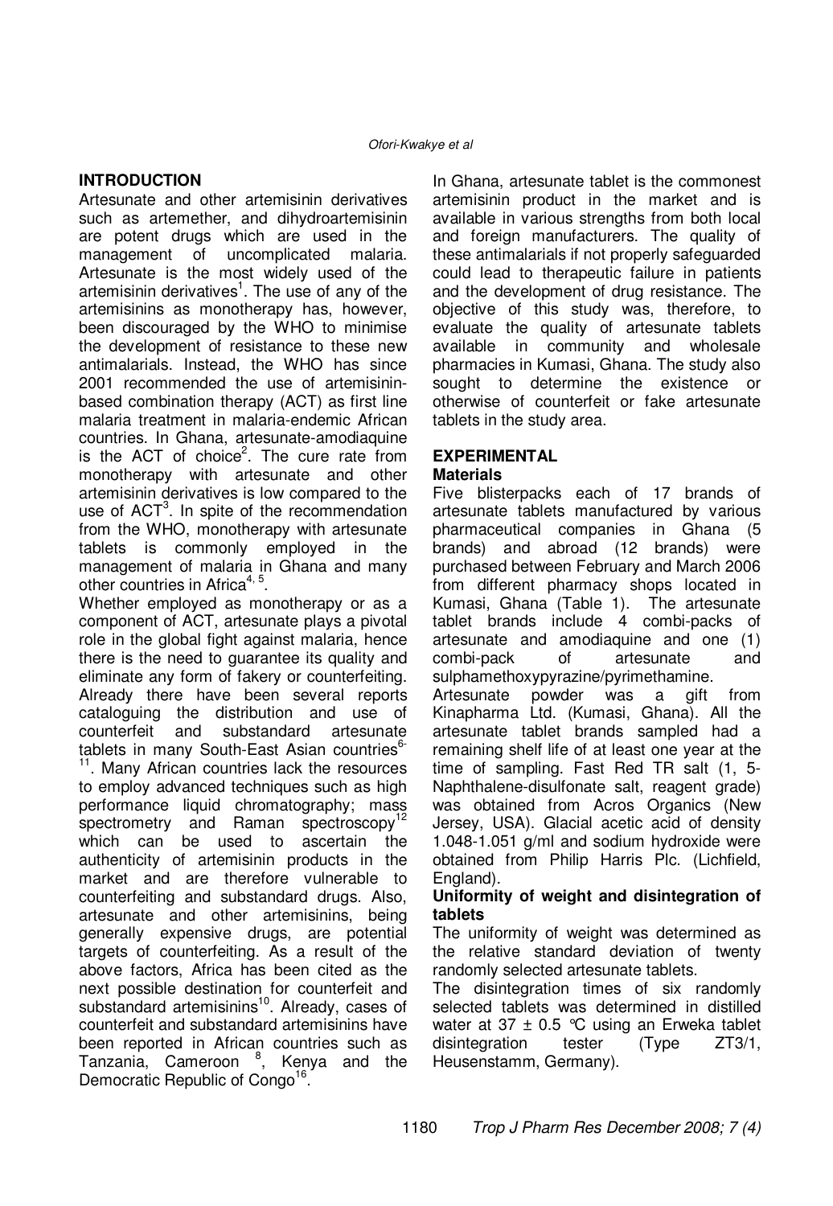## INTRODUCTION

Artesunate and other artemisinin derivatives such as artemether, and dihydroartemisinin are potent drugs which are used in the management of uncomplicated malaria. Artesunate is the most widely used of the artemisinin derivatives[1]. The use of any of the artemisinins as monotherapy has, however, been discouraged by the WHO to minimise the development of resistance to these new antimalarials. Instead, the WHO has since 2001 recommended the use of artemisinin-based combination therapy (ACT) as first line malaria treatment in malaria-endemic African countries. In Ghana, artesunate-amodiaquine is the ACT of choice[2]. The cure rate from monotherapy with artesunate and other artemisinin derivatives is low compared to the use of ACT[3]. In spite of the recommendation from the WHO, monotherapy with artesunate tablets is commonly employed in the management of malaria in Ghana and many other countries in Africa[4, 5].

Whether employed as monotherapy or as a component of ACT, artesunate plays a pivotal role in the global fight against malaria, hence there is the need to guarantee its quality and eliminate any form of fakery or counterfeiting. Already there have been several reports cataloguing the distribution and use of counterfeit and substandard artesunate tablets in many South-East Asian countries[6-11]. Many African countries lack the resources to employ advanced techniques such as high performance liquid chromatography; mass spectrometry and Raman spectroscopy[12] which can be used to ascertain the authenticity of artemisinin products in the market and are therefore vulnerable to counterfeiting and substandard drugs. Also, artesunate and other artemisinins, being generally expensive drugs, are potential targets of counterfeiting. As a result of the above factors, Africa has been cited as the next possible destination for counterfeit and substandard artemisinins[10]. Already, cases of counterfeit and substandard artemisinins have been reported in African countries such as Tanzania, Cameroon [8], Kenya and the Democratic Republic of Congo[16].

In Ghana, artesunate tablet is the commonest artemisinin product in the market and is available in various strengths from both local and foreign manufacturers. The quality of these antimalarials if not properly safeguarded could lead to therapeutic failure in patients and the development of drug resistance. The objective of this study was, therefore, to evaluate the quality of artesunate tablets available in community and wholesale pharmacies in Kumasi, Ghana. The study also sought to determine the existence or otherwise of counterfeit or fake artesunate tablets in the study area.

## EXPERIMENTAL

### Materials

Five blisterpacks each of 17 brands of artesunate tablets manufactured by various pharmaceutical companies in Ghana (5 brands) and abroad (12 brands) were purchased between February and March 2006 from different pharmacy shops located in Kumasi, Ghana (Table 1). The artesunate tablet brands include 4 combi-packs of artesunate and amodiaquine and one (1) combi-pack of artesunate and sulphamethoxypyrazine/pyrimethamine.

Artesunate powder was a gift from Kinapharma Ltd. (Kumasi, Ghana). All the artesunate tablet brands sampled had a remaining shelf life of at least one year at the time of sampling. Fast Red TR salt (1, 5-Naphthalene-disulfonate salt, reagent grade) was obtained from Acros Organics (New Jersey, USA). Glacial acetic acid of density 1.048-1.051 g/ml and sodium hydroxide were obtained from Philip Harris Plc. (Lichfield, England).

### Uniformity of weight and disintegration of tablets

The uniformity of weight was determined as the relative standard deviation of twenty randomly selected artesunate tablets.

The disintegration times of six randomly selected tablets was determined in distilled water at 37 ± 0.5 °C using an Erweka tablet disintegration tester (Type ZT3/1, Heusenstamm, Germany).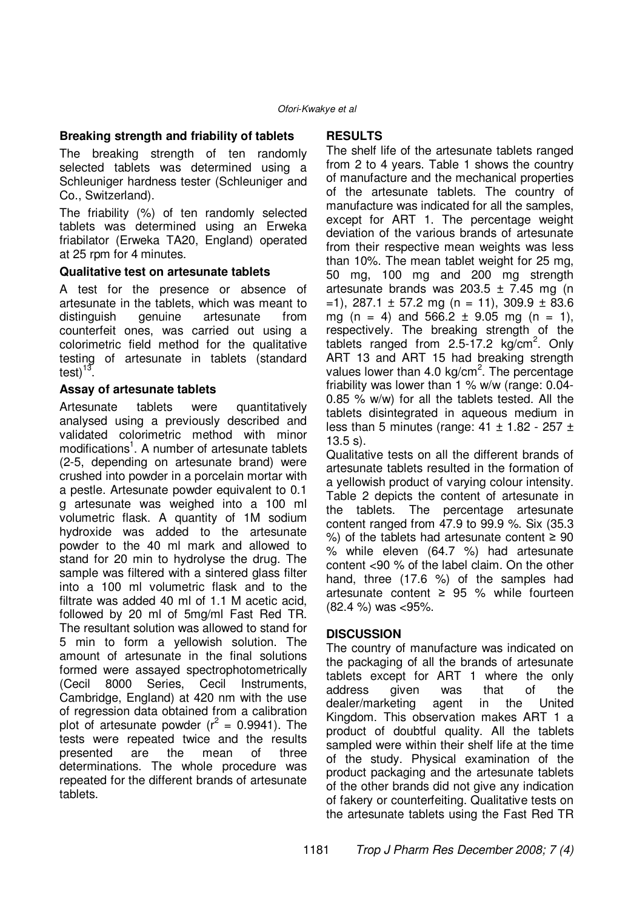### Breaking strength and friability of tablets

The breaking strength of ten randomly selected tablets was determined using a Schleuniger hardness tester (Schleuniger and Co., Switzerland).

The friability (%) of ten randomly selected tablets was determined using an Erweka friabilator (Erweka TA20, England) operated at 25 rpm for 4 minutes.

### Qualitative test on artesunate tablets

A test for the presence or absence of artesunate in the tablets, which was meant to distinguish genuine artesunate from counterfeit ones, was carried out using a colorimetric field method for the qualitative testing of artesunate in tablets (standard test)[13].

### Assay of artesunate tablets

Artesunate tablets were quantitatively analysed using a previously described and validated colorimetric method with minor modifications[1]. A number of artesunate tablets (2-5, depending on artesunate brand) were crushed into powder in a porcelain mortar with a pestle. Artesunate powder equivalent to 0.1 g artesunate was weighed into a 100 ml volumetric flask. A quantity of 1M sodium hydroxide was added to the artesunate powder to the 40 ml mark and allowed to stand for 20 min to hydrolyse the drug. The sample was filtered with a sintered glass filter into a 100 ml volumetric flask and to the filtrate was added 40 ml of 1.1 M acetic acid, followed by 20 ml of 5mg/ml Fast Red TR. The resultant solution was allowed to stand for 5 min to form a yellowish solution. The amount of artesunate in the final solutions formed were assayed spectrophotometrically (Cecil 8000 Series, Cecil Instruments, Cambridge, England) at 420 nm with the use of regression data obtained from a calibration plot of artesunate powder ($r^2$ = 0.9941). The tests were repeated twice and the results presented are the mean of three determinations. The whole procedure was repeated for the different brands of artesunate tablets.

## RESULTS

The shelf life of the artesunate tablets ranged from 2 to 4 years. Table 1 shows the country of manufacture and the mechanical properties of the artesunate tablets. The country of manufacture was indicated for all the samples, except for ART 1. The percentage weight deviation of the various brands of artesunate from their respective mean weights was less than 10%. The mean tablet weight for 25 mg, 50 mg, 100 mg and 200 mg strength artesunate brands was 203.5 ± 7.45 mg (n =1), 287.1 ± 57.2 mg (n = 11), 309.9 ± 83.6 mg (n = 4) and 566.2 ± 9.05 mg (n = 1), respectively. The breaking strength of the tablets ranged from 2.5-17.2 kg/cm$^2$. Only ART 13 and ART 15 had breaking strength values lower than 4.0 kg/cm$^2$. The percentage friability was lower than 1 % w/w (range: 0.04-0.85 % w/w) for all the tablets tested. All the tablets disintegrated in aqueous medium in less than 5 minutes (range: 41 ± 1.82 - 257 ± 13.5 s).

Qualitative tests on all the different brands of artesunate tablets resulted in the formation of a yellowish product of varying colour intensity. Table 2 depicts the content of artesunate in the tablets. The percentage artesunate content ranged from 47.9 to 99.9 %. Six (35.3 %) of the tablets had artesunate content ≥ 90 % while eleven (64.7 %) had artesunate content <90 % of the label claim. On the other hand, three (17.6 %) of the samples had artesunate content ≥ 95 % while fourteen (82.4 %) was <95%.

## DISCUSSION

The country of manufacture was indicated on the packaging of all the brands of artesunate tablets except for ART 1 where the only address given was that of the dealer/marketing agent in the United Kingdom. This observation makes ART 1 a product of doubtful quality. All the tablets sampled were within their shelf life at the time of the study. Physical examination of the product packaging and the artesunate tablets of the other brands did not give any indication of fakery or counterfeiting. Qualitative tests on the artesunate tablets using the Fast Red TR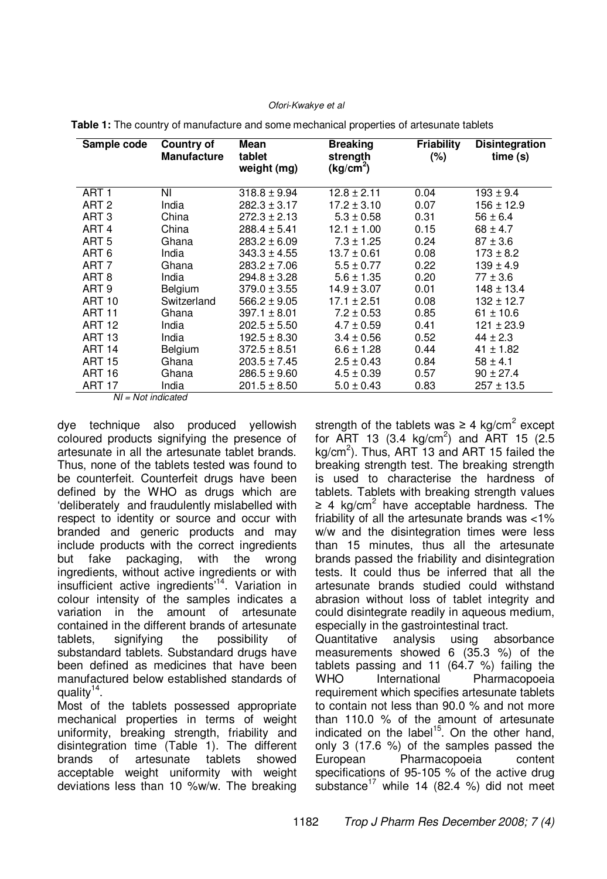**Table 1:** The country of manufacture and some mechanical properties of artesunate tablets

| Sample code | Country of Manufacture | Mean tablet weight (mg) | Breaking strength ($kg/cm^2$) | Friability (%) | Disintegration time (s) |
|---|---|---|---|---|---|
| ART 1 | NI | 318.8 ± 9.94 | 12.8 ± 2.11 | 0.04 | 193 ± 9.4 |
| ART 2 | India | 282.3 ± 3.17 | 17.2 ± 3.10 | 0.07 | 156 ± 12.9 |
| ART 3 | China | 272.3 ± 2.13 | 5.3 ± 0.58 | 0.31 | 56 ± 6.4 |
| ART 4 | China | 288.4 ± 5.41 | 12.1 ± 1.00 | 0.15 | 68 ± 4.7 |
| ART 5 | Ghana | 283.2 ± 6.09 | 7.3 ± 1.25 | 0.24 | 87 ± 3.6 |
| ART 6 | India | 343.3 ± 4.55 | 13.7 ± 0.61 | 0.08 | 173 ± 8.2 |
| ART 7 | Ghana | 283.2 ± 7.06 | 5.5 ± 0.77 | 0.22 | 139 ± 4.9 |
| ART 8 | India | 294.8 ± 3.28 | 5.6 ± 1.35 | 0.20 | 77 ± 3.6 |
| ART 9 | Belgium | 379.0 ± 3.55 | 14.9 ± 3.07 | 0.01 | 148 ± 13.4 |
| ART 10 | Switzerland | 566.2 ± 9.05 | 17.1 ± 2.51 | 0.08 | 132 ± 12.7 |
| ART 11 | Ghana | 397.1 ± 8.01 | 7.2 ± 0.53 | 0.85 | 61 ± 10.6 |
| ART 12 | India | 202.5 ± 5.50 | 4.7 ± 0.59 | 0.41 | 121 ± 23.9 |
| ART 13 | India | 192.5 ± 8.30 | 3.4 ± 0.56 | 0.52 | 44 ± 2.3 |
| ART 14 | Belgium | 372.5 ± 8.51 | 6.6 ± 1.28 | 0.44 | 41 ± 1.82 |
| ART 15 | Ghana | 203.5 ± 7.45 | 2.5 ± 0.43 | 0.84 | 58 ± 4.1 |
| ART 16 | Ghana | 286.5 ± 9.60 | 4.5 ± 0.39 | 0.57 | 90 ± 27.4 |
| ART 17 | India | 201.5 ± 8.50 | 5.0 ± 0.43 | 0.83 | 257 ± 13.5 |

*NI = Not indicated*

dye technique also produced yellowish coloured products signifying the presence of artesunate in all the artesunate tablet brands. Thus, none of the tablets tested was found to be counterfeit. Counterfeit drugs have been defined by the WHO as drugs which are 'deliberately and fraudulently mislabelled with respect to identity or source and occur with branded and generic products and may include products with the correct ingredients but fake packaging, with the wrong ingredients, without active ingredients or with insufficient active ingredients'[14]. Variation in colour intensity of the samples indicates a variation in the amount of artesunate contained in the different brands of artesunate tablets, signifying the possibility of substandard tablets. Substandard drugs have been defined as medicines that have been manufactured below established standards of quality[14].

Most of the tablets possessed appropriate mechanical properties in terms of weight uniformity, breaking strength, friability and disintegration time (Table 1). The different brands of artesunate tablets showed acceptable weight uniformity with weight deviations less than 10 %w/w. The breaking strength of the tablets was ≥ 4 $kg/cm^2$ except for ART 13 (3.4 $kg/cm^2$) and ART 15 (2.5 $kg/cm^2$). Thus, ART 13 and ART 15 failed the breaking strength test. The breaking strength is used to characterise the hardness of tablets. Tablets with breaking strength values ≥ 4 $kg/cm^2$ have acceptable hardness. The friability of all the artesunate brands was <1% w/w and the disintegration times were less than 15 minutes, thus all the artesunate brands passed the friability and disintegration tests. It could thus be inferred that all the artesunate brands studied could withstand abrasion without loss of tablet integrity and could disintegrate readily in aqueous medium, especially in the gastrointestinal tract.

Quantitative analysis using absorbance measurements showed 6 (35.3 %) of the tablets passing and 11 (64.7 %) failing the WHO International Pharmacopoeia requirement which specifies artesunate tablets to contain not less than 90.0 % and not more than 110.0 % of the amount of artesunate indicated on the label[15]. On the other hand, only 3 (17.6 %) of the samples passed the European Pharmacopoeia content specifications of 95-105 % of the active drug substance[17] while 14 (82.4 %) did not meet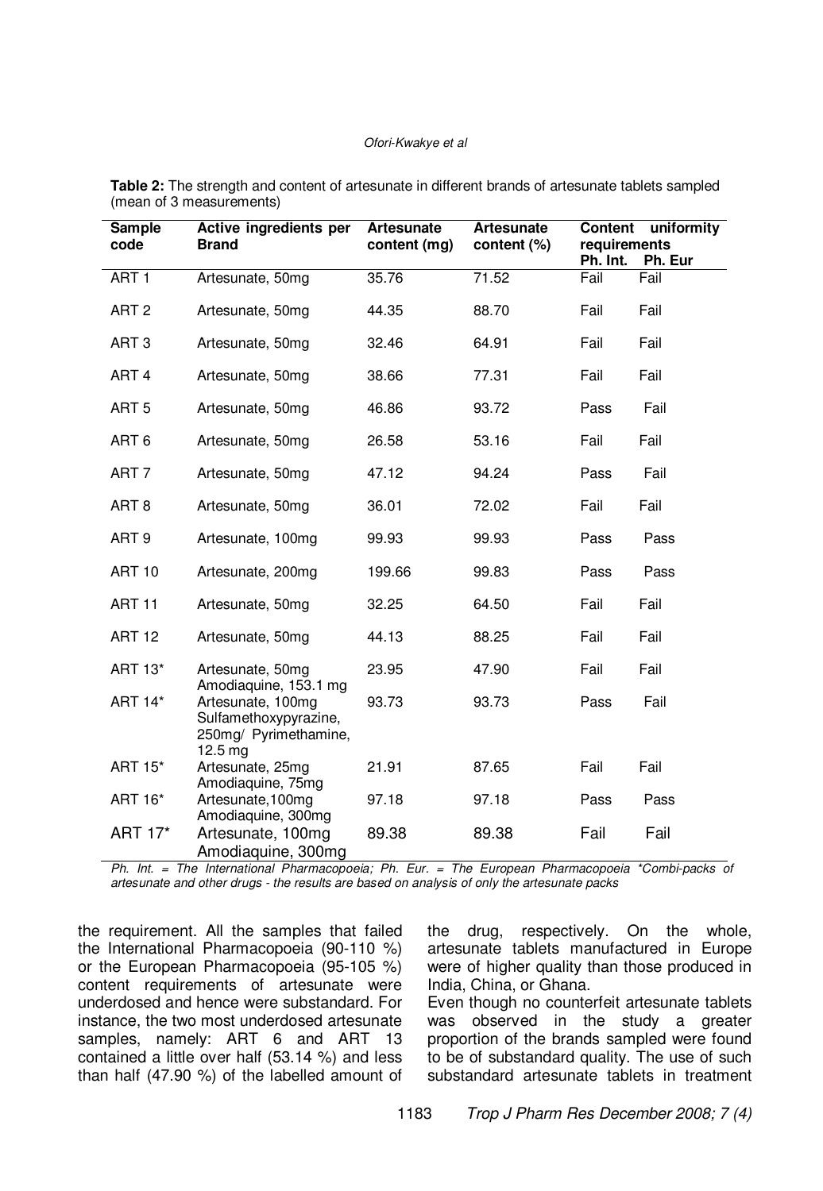**Table 2:** The strength and content of artesunate in different brands of artesunate tablets sampled (mean of 3 measurements)

| Sample code | Active ingredients per Brand | Artesunate content (mg) | Artesunate content (%) | Content uniformity requirements | |
|---|---|---|---|---|---|
| | | | | Ph. Int. | Ph. Eur |
| ART 1 | Artesunate, 50mg | 35.76 | 71.52 | Fail | Fail |
| ART 2 | Artesunate, 50mg | 44.35 | 88.70 | Fail | Fail |
| ART 3 | Artesunate, 50mg | 32.46 | 64.91 | Fail | Fail |
| ART 4 | Artesunate, 50mg | 38.66 | 77.31 | Fail | Fail |
| ART 5 | Artesunate, 50mg | 46.86 | 93.72 | Pass | Fail |
| ART 6 | Artesunate, 50mg | 26.58 | 53.16 | Fail | Fail |
| ART 7 | Artesunate, 50mg | 47.12 | 94.24 | Pass | Fail |
| ART 8 | Artesunate, 50mg | 36.01 | 72.02 | Fail | Fail |
| ART 9 | Artesunate, 100mg | 99.93 | 99.93 | Pass | Pass |
| ART 10 | Artesunate, 200mg | 199.66 | 99.83 | Pass | Pass |
| ART 11 | Artesunate, 50mg | 32.25 | 64.50 | Fail | Fail |
| ART 12 | Artesunate, 50mg | 44.13 | 88.25 | Fail | Fail |
| ART 13* | Artesunate, 50mg Amodiaquine, 153.1 mg | 23.95 | 47.90 | Fail | Fail |
| ART 14* | Artesunate, 100mg Sulfamethoxypyrazine, 250mg/ Pyrimethamine, 12.5 mg | 93.73 | 93.73 | Pass | Fail |
| ART 15* | Artesunate, 25mg Amodiaquine, 75mg | 21.91 | 87.65 | Fail | Fail |
| ART 16* | Artesunate,100mg Amodiaquine, 300mg | 97.18 | 97.18 | Pass | Pass |
| ART 17* | Artesunate, 100mg Amodiaquine, 300mg | 89.38 | 89.38 | Fail | Fail |

*Ph. Int. = The International Pharmacopoeia; Ph. Eur. = The European Pharmacopoeia \*Combi-packs of artesunate and other drugs - the results are based on analysis of only the artesunate packs*

the requirement. All the samples that failed the International Pharmacopoeia (90-110 %) or the European Pharmacopoeia (95-105 %) content requirements of artesunate were underdosed and hence were substandard. For instance, the two most underdosed artesunate samples, namely: ART 6 and ART 13 contained a little over half (53.14 %) and less than half (47.90 %) of the labelled amount of the drug, respectively. On the whole, artesunate tablets manufactured in Europe were of higher quality than those produced in India, China, or Ghana.

Even though no counterfeit artesunate tablets was observed in the study a greater proportion of the brands sampled were found to be of substandard quality. The use of such substandard artesunate tablets in treatment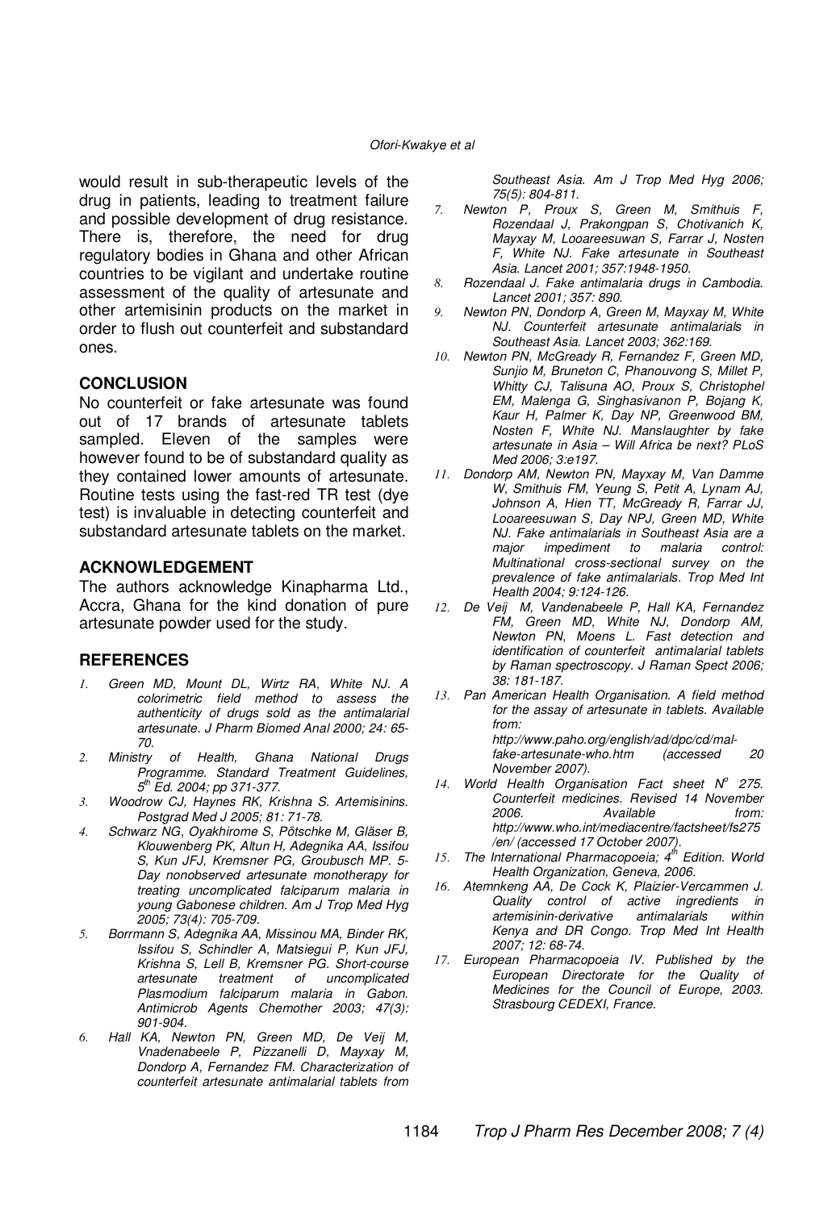would result in sub-therapeutic levels of the drug in patients, leading to treatment failure and possible development of drug resistance. There is, therefore, the need for drug regulatory bodies in Ghana and other African countries to be vigilant and undertake routine assessment of the quality of artesunate and other artemisinin products on the market in order to flush out counterfeit and substandard ones.

## CONCLUSION

No counterfeit or fake artesunate was found out of 17 brands of artesunate tablets sampled. Eleven of the samples were however found to be of substandard quality as they contained lower amounts of artesunate. Routine tests using the fast-red TR test (dye test) is invaluable in detecting counterfeit and substandard artesunate tablets on the market.

## ACKNOWLEDGEMENT

The authors acknowledge Kinapharma Ltd., Accra, Ghana for the kind donation of pure artesunate powder used for the study.

## REFERENCES

1. *Green MD, Mount DL, Wirtz RA, White NJ. A colorimetric field method to assess the authenticity of drugs sold as the antimalarial artesunate. J Pharm Biomed Anal 2000; 24: 65-70.*
2. *Ministry of Health, Ghana National Drugs Programme. Standard Treatment Guidelines, 5th Ed. 2004; pp 371-377.*
3. *Woodrow CJ, Haynes RK, Krishna S. Artemisinins. Postgrad Med J 2005; 81: 71-78.*
4. *Schwarz NG, Oyakhirome S, Pötschke M, Gläser B, Klouwenberg PK, Altun H, Adegnika AA, Issifou S, Kun JFJ, Kremsner PG, Groubusch MP. 5-Day nonobserved artesunate monotherapy for treating uncomplicated falciparum malaria in young Gabonese children. Am J Trop Med Hyg 2005; 73(4): 705-709.*
5. *Borrmann S, Adegnika AA, Missinou MA, Binder RK, Issifou S, Schindler A, Matsiegui P, Kun JFJ, Krishna S, Lell B, Kremsner PG. Short-course artesunate treatment of uncomplicated Plasmodium falciparum malaria in Gabon. Antimicrob Agents Chemother 2003; 47(3): 901-904.*
6. *Hall KA, Newton PN, Green MD, De Veij M, Vnadenabeele P, Pizzanelli D, Mayxay M, Dondorp A, Fernandez FM. Characterization of counterfeit artesunate antimalarial tablets from Southeast Asia. Am J Trop Med Hyg 2006; 75(5): 804-811.*
7. *Newton P, Proux S, Green M, Smithuis F, Rozendaal J, Prakongpan S, Chotivanich K, Mayxay M, Looareesuwan S, Farrar J, Nosten F, White NJ. Fake artesunate in Southeast Asia. Lancet 2001; 357:1948-1950.*
8. *Rozendaal J. Fake antimalaria drugs in Cambodia. Lancet 2001; 357: 890.*
9. *Newton PN, Dondorp A, Green M, Mayxay M, White NJ. Counterfeit artesunate antimalarials in Southeast Asia. Lancet 2003; 362:169.*
10. *Newton PN, McGready R, Fernandez F, Green MD, Sunjio M, Bruneton C, Phanouvong S, Millet P, Whitty CJ, Talisuna AO, Proux S, Christophel EM, Malenga G, Singhasivanon P, Bojang K, Kaur H, Palmer K, Day NP, Greenwood BM, Nosten F, White NJ. Manslaughter by fake artesunate in Asia – Will Africa be next? PLoS Med 2006; 3:e197.*
11. *Dondorp AM, Newton PN, Mayxay M, Van Damme W, Smithuis FM, Yeung S, Petit A, Lynam AJ, Johnson A, Hien TT, McGready R, Farrar JJ, Looareesuwan S, Day NPJ, Green MD, White NJ. Fake antimalarials in Southeast Asia are a major impediment to malaria control: Multinational cross-sectional survey on the prevalence of fake antimalarials. Trop Med Int Health 2004; 9:124-126.*
12. *De Veij M, Vandenabeele P, Hall KA, Fernandez FM, Green MD, White NJ, Dondorp AM, Newton PN, Moens L. Fast detection and identification of counterfeit antimalarial tablets by Raman spectroscopy. J Raman Spect 2006; 38: 181-187.*
13. *Pan American Health Organisation. A field method for the assay of artesunate in tablets. Available from: http://www.paho.org/english/ad/dpc/cd/mal-fake-artesunate-who.htm (accessed 20 November 2007).*
14. *World Health Organisation Fact sheet N° 275. Counterfeit medicines. Revised 14 November 2006. Available from: http://www.who.int/mediacentre/factsheet/fs275/en/ (accessed 17 October 2007).*
15. *The International Pharmacopoeia; 4th Edition. World Health Organization, Geneva, 2006.*
16. *Atemnkeng AA, De Cock K, Plaizier-Vercammen J. Quality control of active ingredients in artemisinin-derivative antimalarials within Kenya and DR Congo. Trop Med Int Health 2007; 12: 68-74.*
17. *European Pharmacopoeia IV. Published by the European Directorate for the Quality of Medicines for the Council of Europe, 2003. Strasbourg CEDEXI, France.*